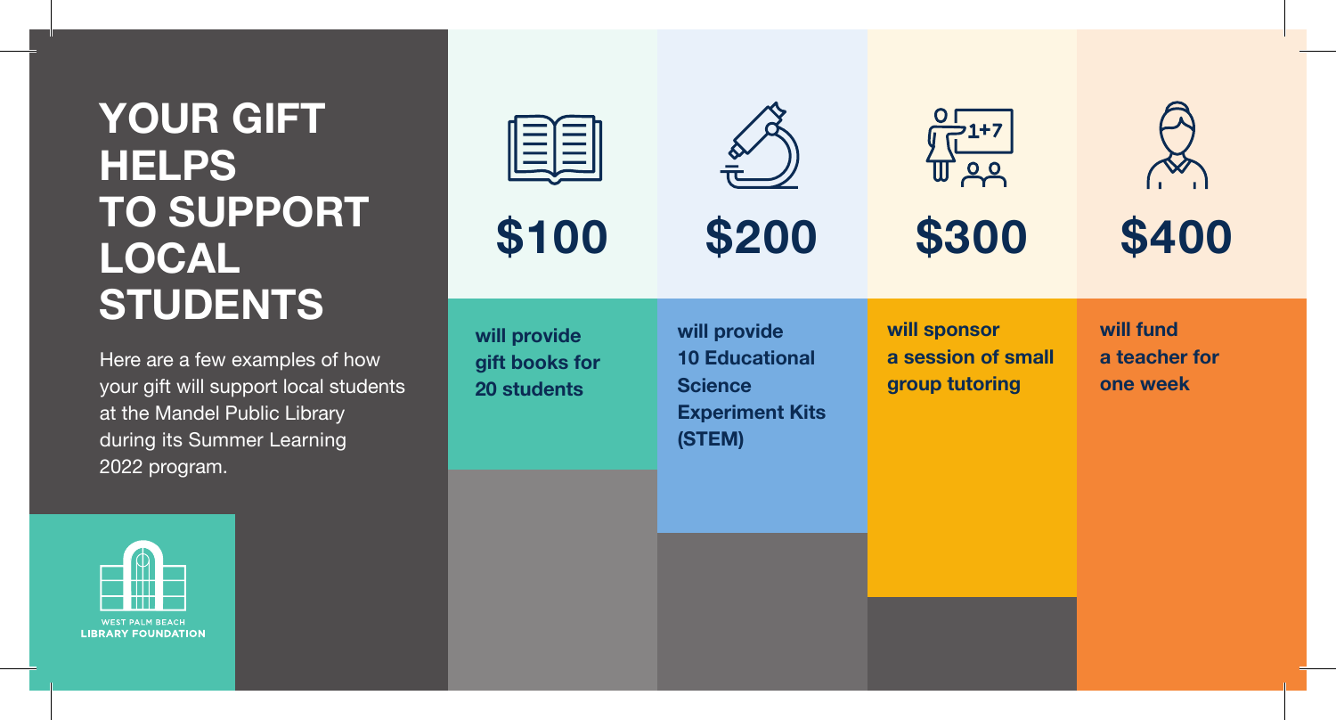# YOUR GIFT HELPS TO SUPPORT LOCAL STUDENTS

Here are a few examples of how your gift will support local students at the Mandel Public Library during its Summer Learning 2022 program.

WEST PALM BEACH
**LIBRARY FOUNDATION**

## $100

**will provide gift books for 20 students**

## $200

**will provide 10 Educational Science Experiment Kits (STEM)**

## $300

**will sponsor a session of small group tutoring**

## $400

**will fund a teacher for one week**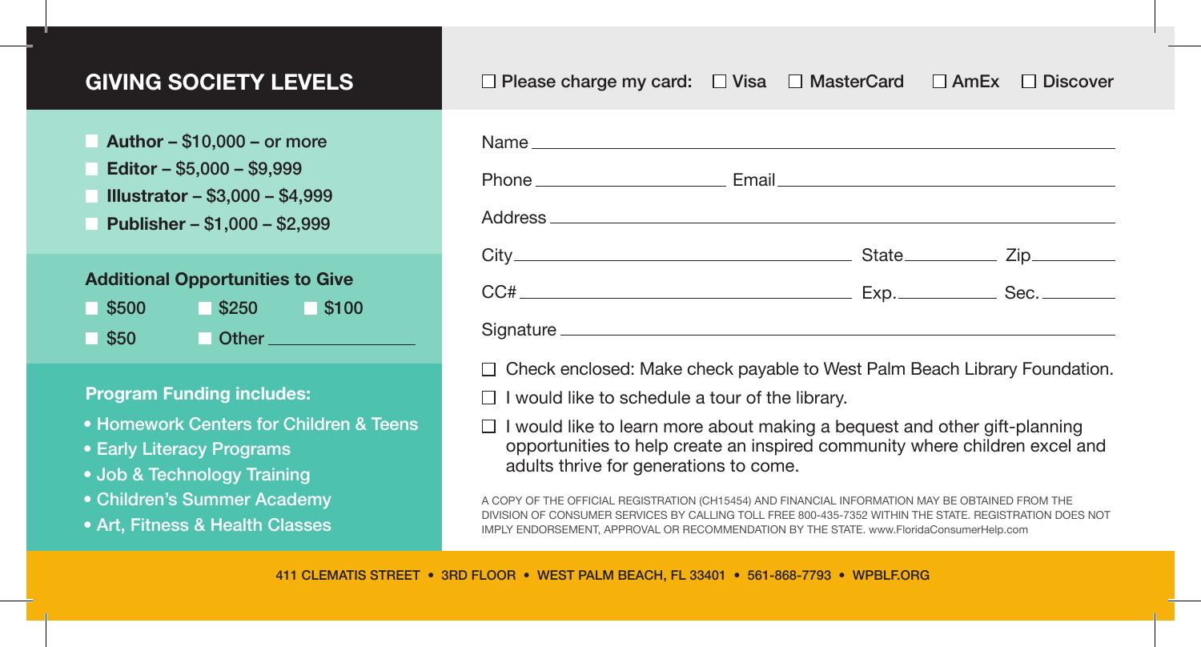## GIVING SOCIETY LEVELS

- ☐ **Author – $10,000 – or more**
- ☐ **Editor – $5,000 – $9,999**
- ☐ **Illustrator – $3,000 – $4,999**
- ☐ **Publisher – $1,000 – $2,999**

**Additional Opportunities to Give**

☐ $500 ☐ $250 ☐ $100

☐ $50 ☐ Other ______________

**Program Funding includes:**

- Homework Centers for Children & Teens
- Early Literacy Programs
- Job & Technology Training
- Children's Summer Academy
- Art, Fitness & Health Classes

☐ **Please charge my card:** ☐ **Visa** ☐ **MasterCard** ☐ **AmEx** ☐ **Discover**

Name ______________________________________________

Phone ____________________ Email ____________________

Address ____________________________________________

City ______________________ State __________ Zip __________

CC# _______________________ Exp. __________ Sec. __________

Signature ___________________________________________

☐ Check enclosed: Make check payable to West Palm Beach Library Foundation.

☐ I would like to schedule a tour of the library.

☐ I would like to learn more about making a bequest and other gift-planning opportunities to help create an inspired community where children excel and adults thrive for generations to come.

A COPY OF THE OFFICIAL REGISTRATION (CH15454) AND FINANCIAL INFORMATION MAY BE OBTAINED FROM THE DIVISION OF CONSUMER SERVICES BY CALLING TOLL FREE 800-435-7352 WITHIN THE STATE. REGISTRATION DOES NOT IMPLY ENDORSEMENT, APPROVAL OR RECOMMENDATION BY THE STATE. www.FloridaConsumerHelp.com

411 CLEMATIS STREET • 3RD FLOOR • WEST PALM BEACH, FL 33401 • 561-868-7793 • WPBLF.ORG